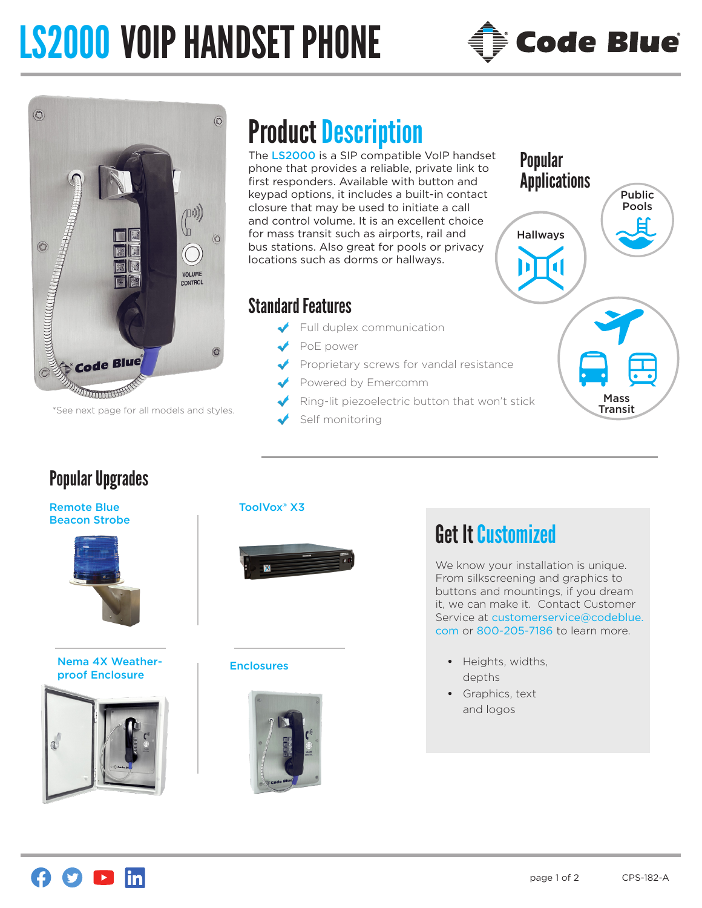# LS2000 VOIP HANDSET PHONE

Code Blue

*See next page for all models and styles.

## Product Description

The LS2000 is a SIP compatible VoIP handset phone that provides a reliable, private link to first responders. Available with button and keypad options, it includes a built-in contact closure that may be used to initiate a call and control volume. It is an excellent choice for mass transit such as airports, rail and bus stations. Also great for pools or privacy locations such as dorms or hallways.

## Popular Applications

- Public Pools
- Hallways
- Mass Transit

## Standard Features

- Full duplex communication
- PoE power
- Proprietary screws for vandal resistance
- Powered by Emercomm
- Ring-lit piezoelectric button that won't stick
- Self monitoring

## Popular Upgrades

- Remote Blue Beacon Strobe
- ToolVox® X3
- Nema 4X Weather-proof Enclosure
- Enclosures

## Get It Customized

We know your installation is unique. From silkscreening and graphics to buttons and mountings, if you dream it, we can make it. Contact Customer Service at customerservice@codeblue.com or 800-205-7186 to learn more.

- Heights, widths, depths
- Graphics, text and logos

CPS-182-A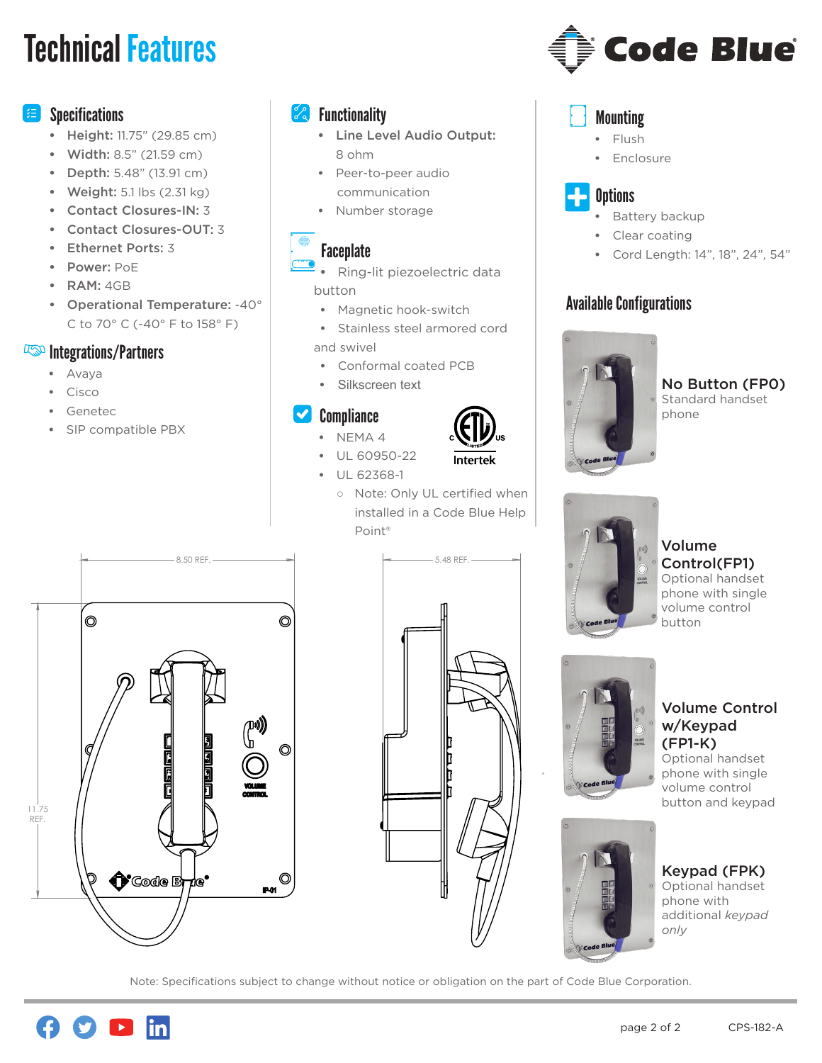# Technical Features

## Specifications

- **Height:** 11.75” (29.85 cm)
- **Width:** 8.5” (21.59 cm)
- **Depth:** 5.48” (13.91 cm)
- **Weight:** 5.1 lbs (2.31 kg)
- **Contact Closures-IN:** 3
- **Contact Closures-OUT:** 3
- **Ethernet Ports:** 3
- **Power:** PoE
- **RAM:** 4GB
- **Operational Temperature:** -40° C to 70° C (-40° F to 158° F)

## Integrations/Partners

- Avaya
- Cisco
- Genetec
- SIP compatible PBX

## Functionality

- **Line Level Audio Output:** 8 ohm
- Peer-to-peer audio communication
- Number storage

## Faceplate

- Ring-lit piezoelectric data button
- Magnetic hook-switch
- Stainless steel armored cord and swivel
- Conformal coated PCB
- Silkscreen text

## Compliance

- NEMA 4
- UL 60950-22
- UL 62368-1
  - Note: Only UL certified when installed in a Code Blue Help Point®

## Mounting

- Flush
- Enclosure

## Options

- Battery backup
- Clear coating
- Cord Length: 14”, 18”, 24”, 54”

## Available Configurations

**No Button (FP0)**
Standard handset phone

**Volume Control(FP1)**
Optional handset phone with single volume control button

**Volume Control w/Keypad (FP1-K)**
Optional handset phone with single volume control button and keypad

**Keypad (FPK)**
Optional handset phone with additional *keypad only*

8.50 REF.

5.48 REF.

11.75 REF.

Note: Specifications subject to change without notice or obligation on the part of Code Blue Corporation.

CPS-182-A